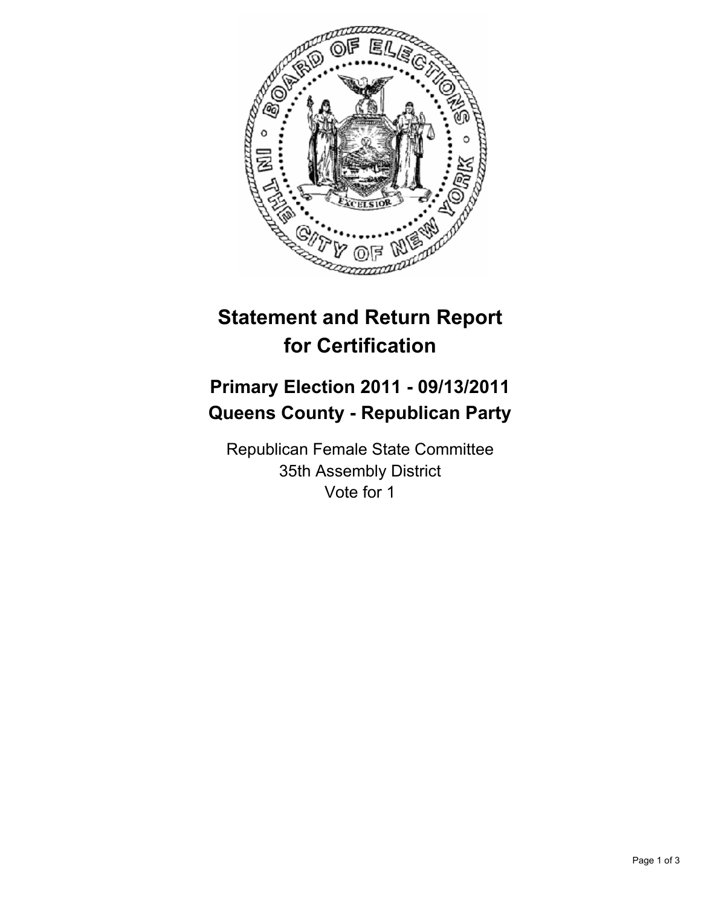# Statement and Return Report for Certification

## Primary Election 2011 - 09/13/2011
## Queens County - Republican Party

Republican Female State Committee
35th Assembly District
Vote for 1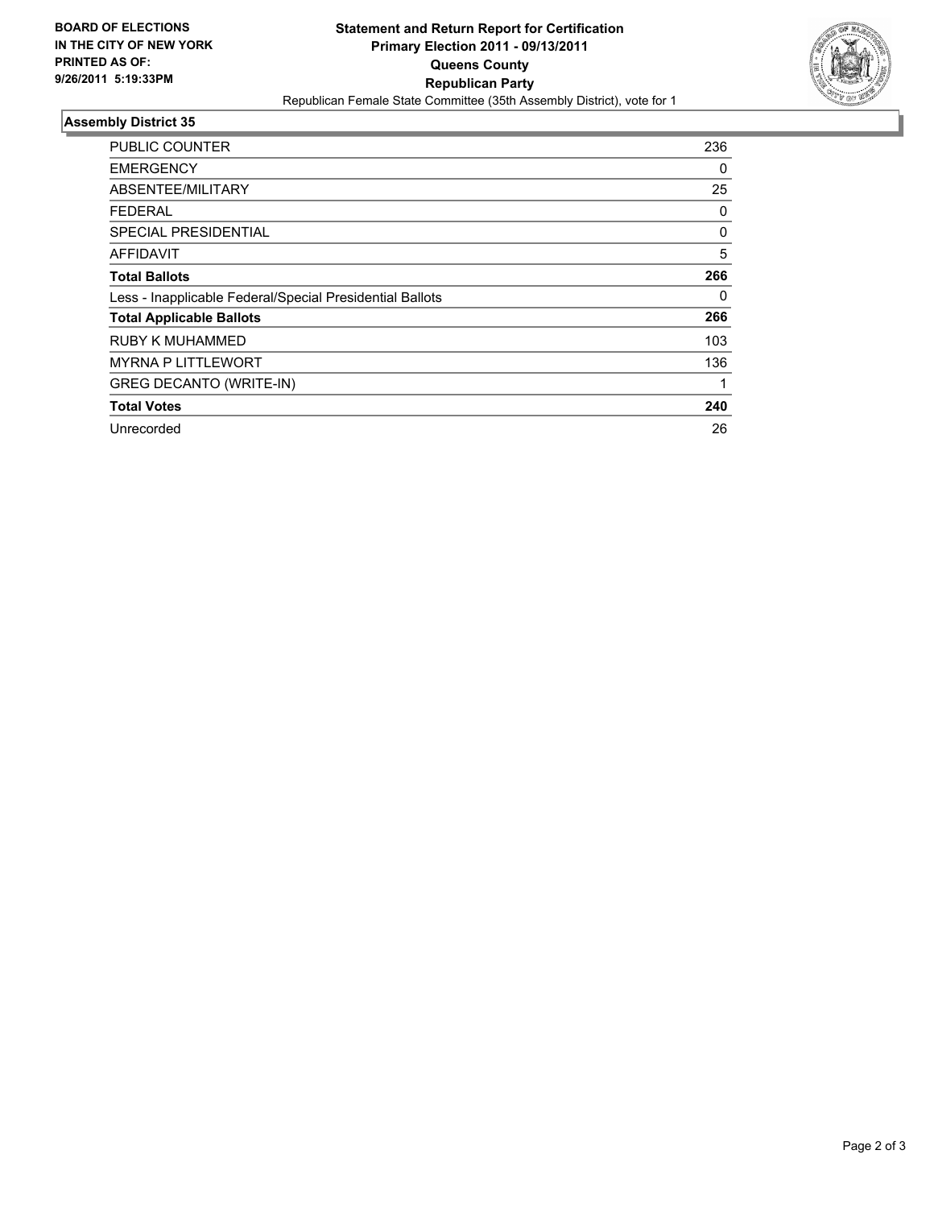**BOARD OF ELECTIONS IN THE CITY OF NEW YORK PRINTED AS OF: 9/26/2011 5:19:33PM**

# Statement and Return Report for Certification
## Primary Election 2011 - 09/13/2011
## Queens County
## Republican Party
Republican Female State Committee (35th Assembly District), vote for 1

### Assembly District 35

| | |
|---|---|
| PUBLIC COUNTER | 236 |
| EMERGENCY | 0 |
| ABSENTEE/MILITARY | 25 |
| FEDERAL | 0 |
| SPECIAL PRESIDENTIAL | 0 |
| AFFIDAVIT | 5 |
| **Total Ballots** | **266** |
| Less - Inapplicable Federal/Special Presidential Ballots | 0 |
| **Total Applicable Ballots** | **266** |
| RUBY K MUHAMMED | 103 |
| MYRNA P LITTLEWORT | 136 |
| GREG DECANTO (WRITE-IN) | 1 |
| **Total Votes** | **240** |
| Unrecorded | 26 |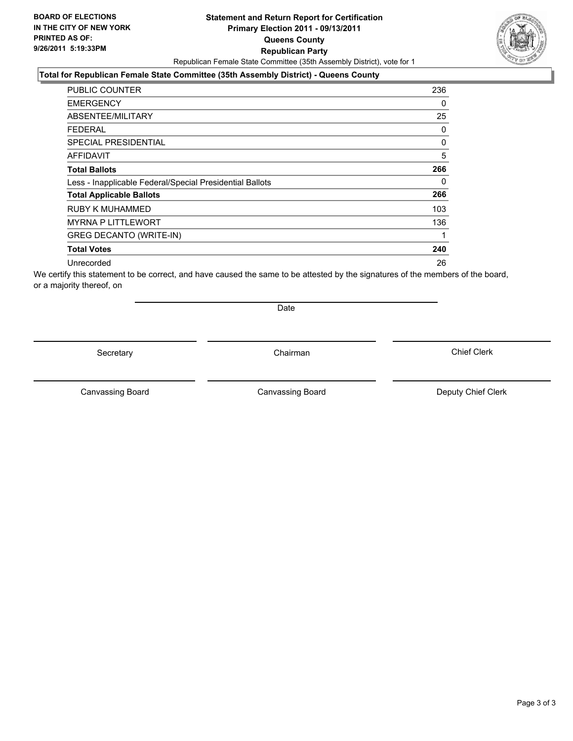**BOARD OF ELECTIONS IN THE CITY OF NEW YORK PRINTED AS OF: 9/26/2011 5:19:33PM**

**Statement and Return Report for Certification**
**Primary Election 2011 - 09/13/2011**
**Queens County**
**Republican Party**

Republican Female State Committee (35th Assembly District), vote for 1

**Total for Republican Female State Committee (35th Assembly District) - Queens County**

| | |
|---|---|
| PUBLIC COUNTER | 236 |
| EMERGENCY | 0 |
| ABSENTEE/MILITARY | 25 |
| FEDERAL | 0 |
| SPECIAL PRESIDENTIAL | 0 |
| AFFIDAVIT | 5 |
| **Total Ballots** | **266** |
| Less - Inapplicable Federal/Special Presidential Ballots | 0 |
| **Total Applicable Ballots** | **266** |
| RUBY K MUHAMMED | 103 |
| MYRNA P LITTLEWORT | 136 |
| GREG DECANTO (WRITE-IN) | 1 |
| **Total Votes** | **240** |
| Unrecorded | 26 |

We certify this statement to be correct, and have caused the same to be attested by the signatures of the members of the board, or a majority thereof, on

Date

Secretary

Chairman

Chief Clerk

Canvassing Board

Canvassing Board

Deputy Chief Clerk